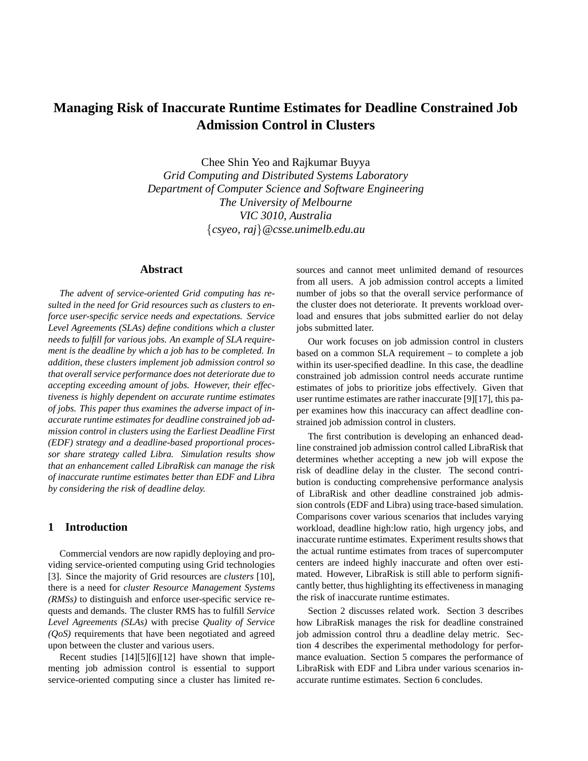# Managing Risk of Inaccurate Runtime Estimates for Deadline Constrained Job Admission Control in Clusters

Chee Shin Yeo and Rajkumar Buyya
*Grid Computing and Distributed Systems Laboratory*
*Department of Computer Science and Software Engineering*
*The University of Melbourne*
*VIC 3010, Australia*
{*csyeo, raj*}*@csse.unimelb.edu.au*

## Abstract

*The advent of service-oriented Grid computing has resulted in the need for Grid resources such as clusters to enforce user-specific service needs and expectations. Service Level Agreements (SLAs) define conditions which a cluster needs to fulfill for various jobs. An example of SLA requirement is the deadline by which a job has to be completed. In addition, these clusters implement job admission control so that overall service performance does not deteriorate due to accepting exceeding amount of jobs. However, their effectiveness is highly dependent on accurate runtime estimates of jobs. This paper thus examines the adverse impact of inaccurate runtime estimates for deadline constrained job admission control in clusters using the Earliest Deadline First (EDF) strategy and a deadline-based proportional processor share strategy called Libra. Simulation results show that an enhancement called LibraRisk can manage the risk of inaccurate runtime estimates better than EDF and Libra by considering the risk of deadline delay.*

## 1 Introduction

Commercial vendors are now rapidly deploying and providing service-oriented computing using Grid technologies [3]. Since the majority of Grid resources are *clusters* [10], there is a need for *cluster Resource Management Systems (RMSs)* to distinguish and enforce user-specific service requests and demands. The cluster RMS has to fulfill *Service Level Agreements (SLAs)* with precise *Quality of Service (QoS)* requirements that have been negotiated and agreed upon between the cluster and various users.

Recent studies [14][5][6][12] have shown that implementing job admission control is essential to support service-oriented computing since a cluster has limited resources and cannot meet unlimited demand of resources from all users. A job admission control accepts a limited number of jobs so that the overall service performance of the cluster does not deteriorate. It prevents workload overload and ensures that jobs submitted earlier do not delay jobs submitted later.

Our work focuses on job admission control in clusters based on a common SLA requirement – to complete a job within its user-specified deadline. In this case, the deadline constrained job admission control needs accurate runtime estimates of jobs to prioritize jobs effectively. Given that user runtime estimates are rather inaccurate [9][17], this paper examines how this inaccuracy can affect deadline constrained job admission control in clusters.

The first contribution is developing an enhanced deadline constrained job admission control called LibraRisk that determines whether accepting a new job will expose the risk of deadline delay in the cluster. The second contribution is conducting comprehensive performance analysis of LibraRisk and other deadline constrained job admission controls (EDF and Libra) using trace-based simulation. Comparisons cover various scenarios that includes varying workload, deadline high:low ratio, high urgency jobs, and inaccurate runtime estimates. Experiment results shows that the actual runtime estimates from traces of supercomputer centers are indeed highly inaccurate and often over estimated. However, LibraRisk is still able to perform significantly better, thus highlighting its effectiveness in managing the risk of inaccurate runtime estimates.

Section 2 discusses related work. Section 3 describes how LibraRisk manages the risk for deadline constrained job admission control thru a deadline delay metric. Section 4 describes the experimental methodology for performance evaluation. Section 5 compares the performance of LibraRisk with EDF and Libra under various scenarios inaccurate runtime estimates. Section 6 concludes.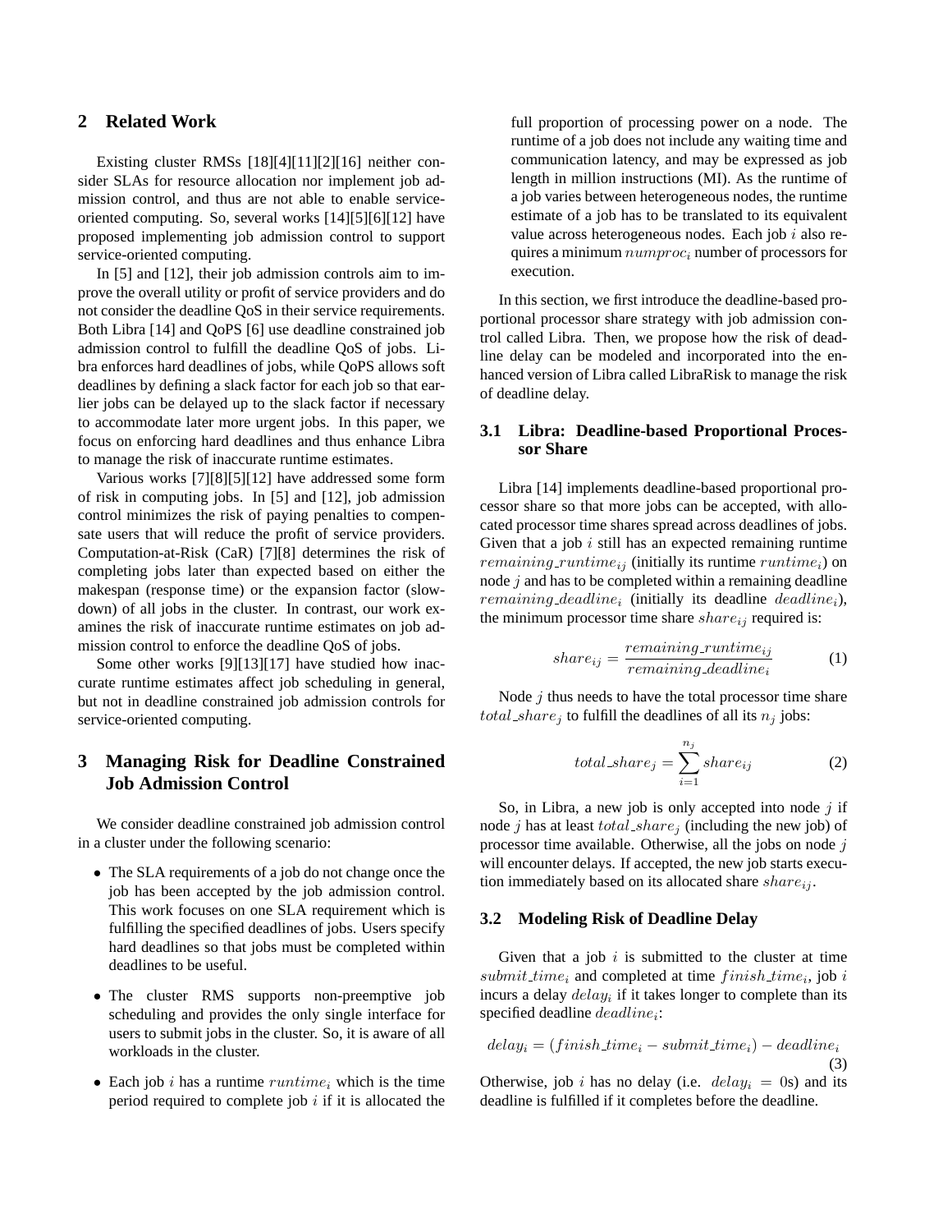## 2 Related Work

Existing cluster RMSs [18][4][11][2][16] neither consider SLAs for resource allocation nor implement job admission control, and thus are not able to enable service-oriented computing. So, several works [14][5][6][12] have proposed implementing job admission control to support service-oriented computing.

In [5] and [12], their job admission controls aim to improve the overall utility or profit of service providers and do not consider the deadline QoS in their service requirements. Both Libra [14] and QoPS [6] use deadline constrained job admission control to fulfill the deadline QoS of jobs. Libra enforces hard deadlines of jobs, while QoPS allows soft deadlines by defining a slack factor for each job so that earlier jobs can be delayed up to the slack factor if necessary to accommodate later more urgent jobs. In this paper, we focus on enforcing hard deadlines and thus enhance Libra to manage the risk of inaccurate runtime estimates.

Various works [7][8][5][12] have addressed some form of risk in computing jobs. In [5] and [12], job admission control minimizes the risk of paying penalties to compensate users that will reduce the profit of service providers. Computation-at-Risk (CaR) [7][8] determines the risk of completing jobs later than expected based on either the makespan (response time) or the expansion factor (slowdown) of all jobs in the cluster. In contrast, our work examines the risk of inaccurate runtime estimates on job admission control to enforce the deadline QoS of jobs.

Some other works [9][13][17] have studied how inaccurate runtime estimates affect job scheduling in general, but not in deadline constrained job admission controls for service-oriented computing.

## 3 Managing Risk for Deadline Constrained Job Admission Control

We consider deadline constrained job admission control in a cluster under the following scenario:

- The SLA requirements of a job do not change once the job has been accepted by the job admission control. This work focuses on one SLA requirement which is fulfilling the specified deadlines of jobs. Users specify hard deadlines so that jobs must be completed within deadlines to be useful.
- The cluster RMS supports non-preemptive job scheduling and provides the only single interface for users to submit jobs in the cluster. So, it is aware of all workloads in the cluster.
- Each job $i$ has a runtime $runtime_i$ which is the time period required to complete job $i$ if it is allocated the full proportion of processing power on a node. The runtime of a job does not include any waiting time and communication latency, and may be expressed as job length in million instructions (MI). As the runtime of a job varies between heterogeneous nodes, the runtime estimate of a job has to be translated to its equivalent value across heterogeneous nodes. Each job $i$ also requires a minimum $numproc_i$ number of processors for execution.

In this section, we first introduce the deadline-based proportional processor share strategy with job admission control called Libra. Then, we propose how the risk of deadline delay can be modeled and incorporated into the enhanced version of Libra called LibraRisk to manage the risk of deadline delay.

### 3.1 Libra: Deadline-based Proportional Processor Share

Libra [14] implements deadline-based proportional processor share so that more jobs can be accepted, with allocated processor time shares spread across deadlines of jobs. Given that a job $i$ still has an expected remaining runtime $remaining\_runtime_{ij}$ (initially its runtime $runtime_i$) on node $j$ and has to be completed within a remaining deadline $remaining\_deadline_i$ (initially its deadline $deadline_i$), the minimum processor time share $share_{ij}$ required is:

$$share_{ij} = \frac{remaining\_runtime_{ij}}{remaining\_deadline_i} \tag{1}$$

Node $j$ thus needs to have the total processor time share $total\_share_j$ to fulfill the deadlines of all its $n_j$ jobs:

$$total\_share_j = \sum_{i=1}^{n_j} share_{ij} \tag{2}$$

So, in Libra, a new job is only accepted into node $j$ if node $j$ has at least $total\_share_j$ (including the new job) of processor time available. Otherwise, all the jobs on node $j$ will encounter delays. If accepted, the new job starts execution immediately based on its allocated share $share_{ij}$.

### 3.2 Modeling Risk of Deadline Delay

Given that a job $i$ is submitted to the cluster at time $submit\_time_i$ and completed at time $finish\_time_i$, job $i$ incurs a delay $delay_i$ if it takes longer to complete than its specified deadline $deadline_i$:

$$delay_i = (finish\_time_i - submit\_time_i) - deadline_i \tag{3}$$

Otherwise, job $i$ has no delay (i.e. $delay_i = 0$s) and its deadline is fulfilled if it completes before the deadline.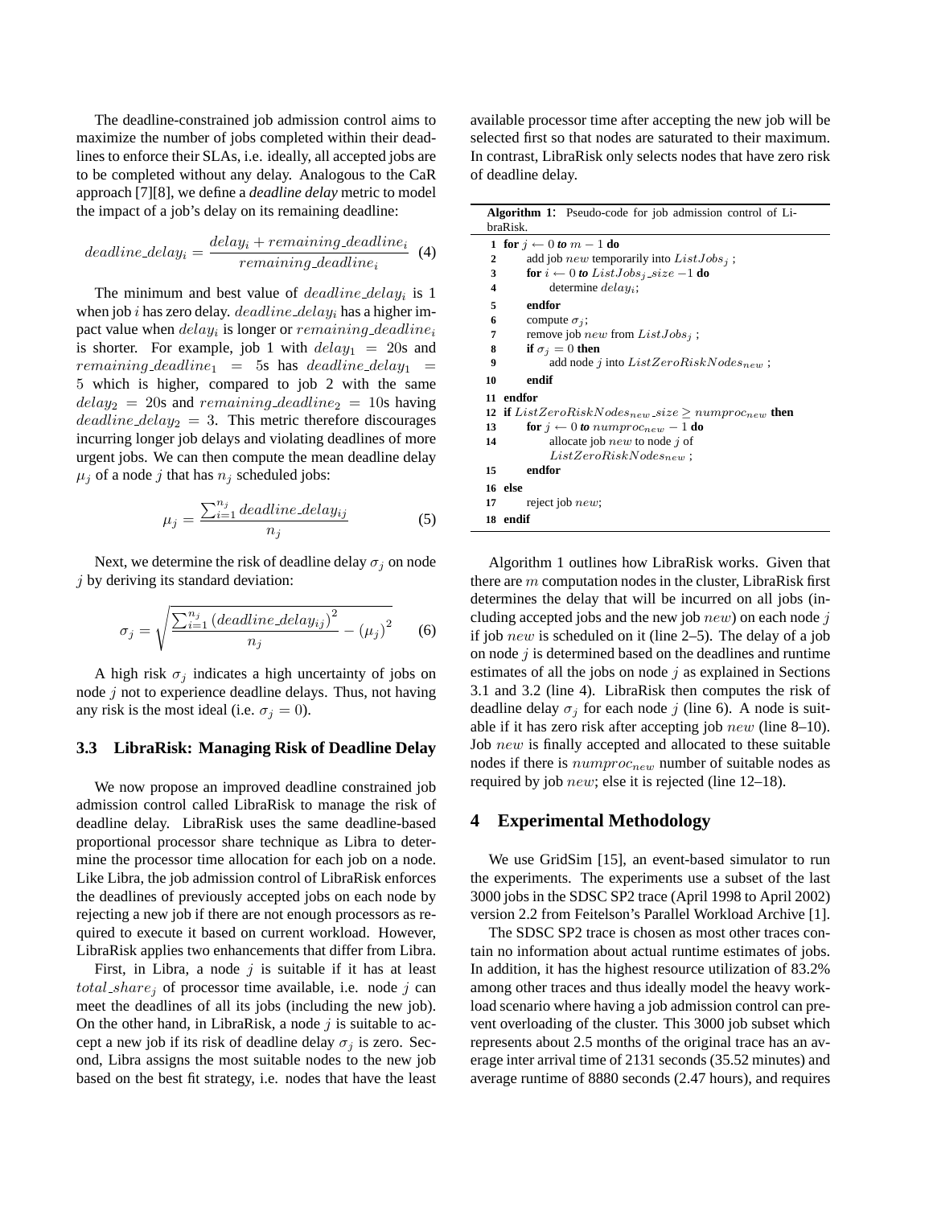The deadline-constrained job admission control aims to maximize the number of jobs completed within their deadlines to enforce their SLAs, i.e. ideally, all accepted jobs are to be completed without any delay. Analogous to the CaR approach [7][8], we define a *deadline delay* metric to model the impact of a job's delay on its remaining deadline:

$$deadline\_delay_i = \frac{delay_i + remaining\_deadline_i}{remaining\_deadline_i} \quad (4)$$

The minimum and best value of $deadline\_delay_i$ is 1 when job $i$ has zero delay. $deadline\_delay_i$ has a higher impact value when $delay_i$ is longer or $remaining\_deadline_i$ is shorter. For example, job 1 with $delay_1 = 20$s and $remaining\_deadline_1 = 5$s has $deadline\_delay_1 = 5$ which is higher, compared to job 2 with the same $delay_2 = 20$s and $remaining\_deadline_2 = 10$s having $deadline\_delay_2 = 3$. This metric therefore discourages incurring longer job delays and violating deadlines of more urgent jobs. We can then compute the mean deadline delay $\mu_j$ of a node $j$ that has $n_j$ scheduled jobs:

$$\mu_j = \frac{\sum_{i=1}^{n_j} deadline\_delay_{ij}}{n_j} \quad (5)$$

Next, we determine the risk of deadline delay $\sigma_j$ on node $j$ by deriving its standard deviation:

$$\sigma_j = \sqrt{\frac{\sum_{i=1}^{n_j} \left(deadline\_delay_{ij}\right)^2}{n_j} - \left(\mu_j\right)^2} \quad (6)$$

A high risk $\sigma_j$ indicates a high uncertainty of jobs on node $j$ not to experience deadline delays. Thus, not having any risk is the most ideal (i.e. $\sigma_j = 0$).

### 3.3 LibraRisk: Managing Risk of Deadline Delay

We now propose an improved deadline constrained job admission control called LibraRisk to manage the risk of deadline delay. LibraRisk uses the same deadline-based proportional processor share technique as Libra to determine the processor time allocation for each job on a node. Like Libra, the job admission control of LibraRisk enforces the deadlines of previously accepted jobs on each node by rejecting a new job if there are not enough processors as required to execute it based on current workload. However, LibraRisk applies two enhancements that differ from Libra.

First, in Libra, a node $j$ is suitable if it has at least $total\_share_j$ of processor time available, i.e. node $j$ can meet the deadlines of all its jobs (including the new job). On the other hand, in LibraRisk, a node $j$ is suitable to accept a new job if its risk of deadline delay $\sigma_j$ is zero. Second, Libra assigns the most suitable nodes to the new job based on the best fit strategy, i.e. nodes that have the least available processor time after accepting the new job will be selected first so that nodes are saturated to their maximum. In contrast, LibraRisk only selects nodes that have zero risk of deadline delay.

**Algorithm 1**: Pseudo-code for job admission control of LibraRisk.

```
1  for j ← 0 to m − 1 do
2      add job new temporarily into ListJobs_j ;
3      for i ← 0 to ListJobs_j_size − 1 do
4          determine delay_i;
5      endfor
6      compute σ_j;
7      remove job new from ListJobs_j ;
8      if σ_j = 0 then
9          add node j into ListZeroRiskNodes_new ;
10     endif
11 endfor
12 if ListZeroRiskNodes_new_size ≥ numproc_new then
13     for j ← 0 to numproc_new − 1 do
14         allocate job new to node j of
           ListZeroRiskNodes_new ;
15     endfor
16 else
17     reject job new;
18 endif
```

Algorithm 1 outlines how LibraRisk works. Given that there are $m$ computation nodes in the cluster, LibraRisk first determines the delay that will be incurred on all jobs (including accepted jobs and the new job $new$) on each node $j$ if job $new$ is scheduled on it (line 2–5). The delay of a job on node $j$ is determined based on the deadlines and runtime estimates of all the jobs on node $j$ as explained in Sections 3.1 and 3.2 (line 4). LibraRisk then computes the risk of deadline delay $\sigma_j$ for each node $j$ (line 6). A node is suitable if it has zero risk after accepting job $new$ (line 8–10). Job $new$ is finally accepted and allocated to these suitable nodes if there is $numproc_{new}$ number of suitable nodes as required by job $new$; else it is rejected (line 12–18).

## 4 Experimental Methodology

We use GridSim [15], an event-based simulator to run the experiments. The experiments use a subset of the last 3000 jobs in the SDSC SP2 trace (April 1998 to April 2002) version 2.2 from Feitelson's Parallel Workload Archive [1].

The SDSC SP2 trace is chosen as most other traces contain no information about actual runtime estimates of jobs. In addition, it has the highest resource utilization of 83.2% among other traces and thus ideally model the heavy workload scenario where having a job admission control can prevent overloading of the cluster. This 3000 job subset which represents about 2.5 months of the original trace has an average inter arrival time of 2131 seconds (35.52 minutes) and average runtime of 8880 seconds (2.47 hours), and requires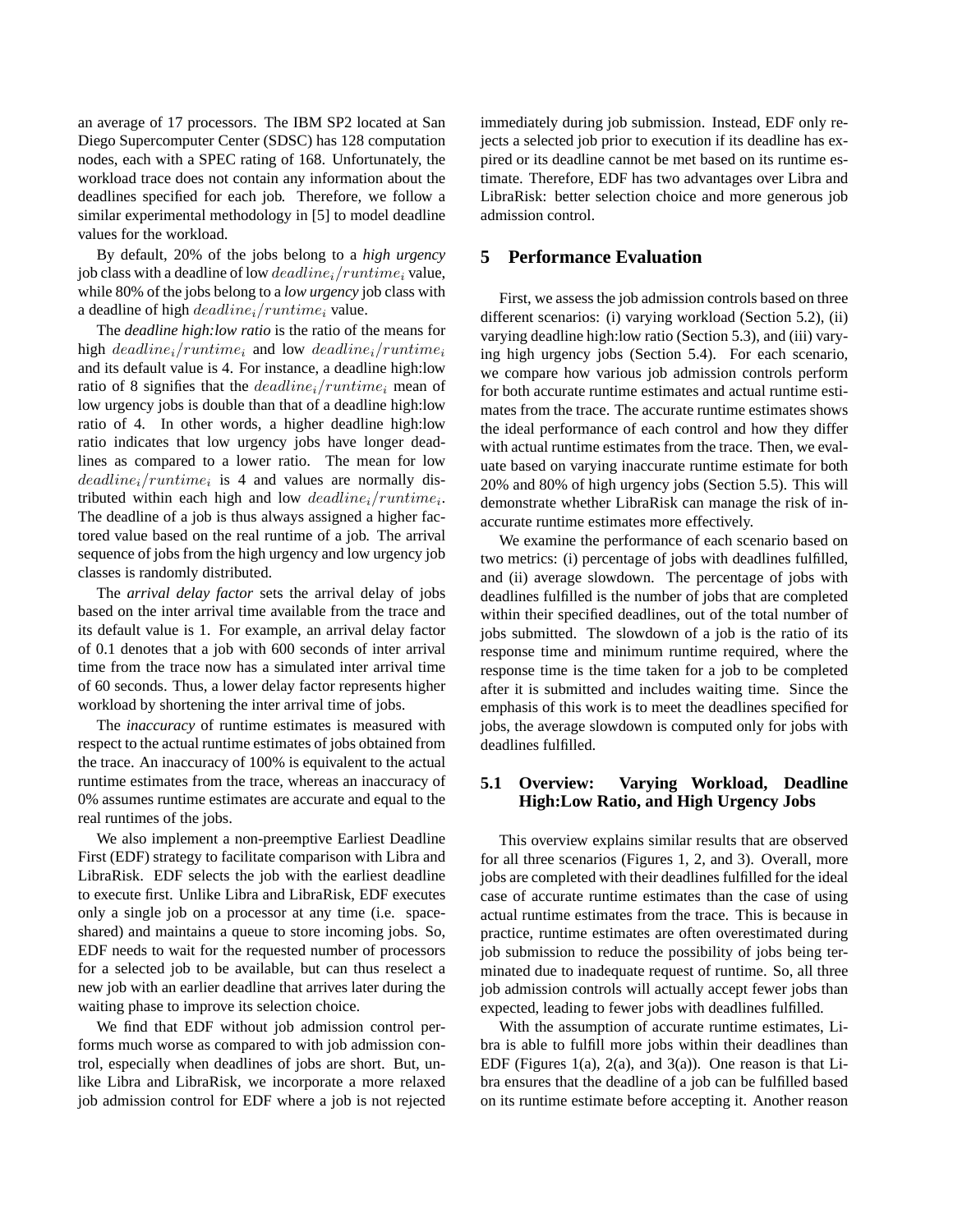an average of 17 processors. The IBM SP2 located at San Diego Supercomputer Center (SDSC) has 128 computation nodes, each with a SPEC rating of 168. Unfortunately, the workload trace does not contain any information about the deadlines specified for each job. Therefore, we follow a similar experimental methodology in [5] to model deadline values for the workload.

By default, 20% of the jobs belong to a *high urgency* job class with a deadline of low $deadline_i/runtime_i$ value, while 80% of the jobs belong to a *low urgency* job class with a deadline of high $deadline_i/runtime_i$ value.

The *deadline high:low ratio* is the ratio of the means for high $deadline_i/runtime_i$ and low $deadline_i/runtime_i$ and its default value is 4. For instance, a deadline high:low ratio of 8 signifies that the $deadline_i/runtime_i$ mean of low urgency jobs is double than that of a deadline high:low ratio of 4. In other words, a higher deadline high:low ratio indicates that low urgency jobs have longer deadlines as compared to a lower ratio. The mean for low $deadline_i/runtime_i$ is 4 and values are normally distributed within each high and low $deadline_i/runtime_i$. The deadline of a job is thus always assigned a higher factored value based on the real runtime of a job. The arrival sequence of jobs from the high urgency and low urgency job classes is randomly distributed.

The *arrival delay factor* sets the arrival delay of jobs based on the inter arrival time available from the trace and its default value is 1. For example, an arrival delay factor of 0.1 denotes that a job with 600 seconds of inter arrival time from the trace now has a simulated inter arrival time of 60 seconds. Thus, a lower delay factor represents higher workload by shortening the inter arrival time of jobs.

The *inaccuracy* of runtime estimates is measured with respect to the actual runtime estimates of jobs obtained from the trace. An inaccuracy of 100% is equivalent to the actual runtime estimates from the trace, whereas an inaccuracy of 0% assumes runtime estimates are accurate and equal to the real runtimes of the jobs.

We also implement a non-preemptive Earliest Deadline First (EDF) strategy to facilitate comparison with Libra and LibraRisk. EDF selects the job with the earliest deadline to execute first. Unlike Libra and LibraRisk, EDF executes only a single job on a processor at any time (i.e. space-shared) and maintains a queue to store incoming jobs. So, EDF needs to wait for the requested number of processors for a selected job to be available, but can thus reselect a new job with an earlier deadline that arrives later during the waiting phase to improve its selection choice.

We find that EDF without job admission control performs much worse as compared to with job admission control, especially when deadlines of jobs are short. But, unlike Libra and LibraRisk, we incorporate a more relaxed job admission control for EDF where a job is not rejected immediately during job submission. Instead, EDF only rejects a selected job prior to execution if its deadline has expired or its deadline cannot be met based on its runtime estimate. Therefore, EDF has two advantages over Libra and LibraRisk: better selection choice and more generous job admission control.

# 5 Performance Evaluation

First, we assess the job admission controls based on three different scenarios: (i) varying workload (Section 5.2), (ii) varying deadline high:low ratio (Section 5.3), and (iii) varying high urgency jobs (Section 5.4). For each scenario, we compare how various job admission controls perform for both accurate runtime estimates and actual runtime estimates from the trace. The accurate runtime estimates shows the ideal performance of each control and how they differ with actual runtime estimates from the trace. Then, we evaluate based on varying inaccurate runtime estimate for both 20% and 80% of high urgency jobs (Section 5.5). This will demonstrate whether LibraRisk can manage the risk of inaccurate runtime estimates more effectively.

We examine the performance of each scenario based on two metrics: (i) percentage of jobs with deadlines fulfilled, and (ii) average slowdown. The percentage of jobs with deadlines fulfilled is the number of jobs that are completed within their specified deadlines, out of the total number of jobs submitted. The slowdown of a job is the ratio of its response time and minimum runtime required, where the response time is the time taken for a job to be completed after it is submitted and includes waiting time. Since the emphasis of this work is to meet the deadlines specified for jobs, the average slowdown is computed only for jobs with deadlines fulfilled.

## 5.1 Overview: Varying Workload, Deadline High:Low Ratio, and High Urgency Jobs

This overview explains similar results that are observed for all three scenarios (Figures 1, 2, and 3). Overall, more jobs are completed with their deadlines fulfilled for the ideal case of accurate runtime estimates than the case of using actual runtime estimates from the trace. This is because in practice, runtime estimates are often overestimated during job submission to reduce the possibility of jobs being terminated due to inadequate request of runtime. So, all three job admission controls will actually accept fewer jobs than expected, leading to fewer jobs with deadlines fulfilled.

With the assumption of accurate runtime estimates, Libra is able to fulfill more jobs within their deadlines than EDF (Figures 1(a), 2(a), and 3(a)). One reason is that Libra ensures that the deadline of a job can be fulfilled based on its runtime estimate before accepting it. Another reason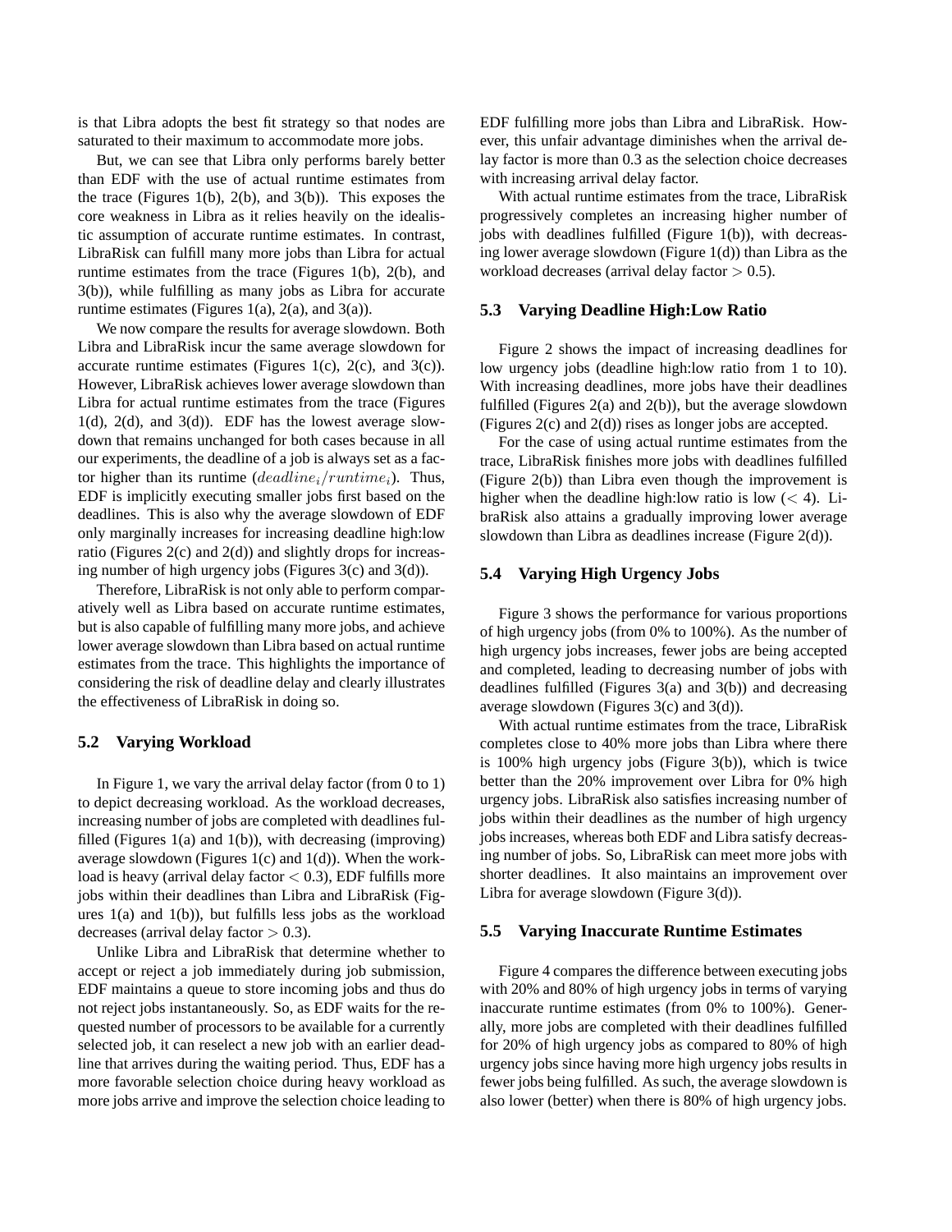is that Libra adopts the best fit strategy so that nodes are saturated to their maximum to accommodate more jobs.

But, we can see that Libra only performs barely better than EDF with the use of actual runtime estimates from the trace (Figures 1(b), 2(b), and 3(b)). This exposes the core weakness in Libra as it relies heavily on the idealistic assumption of accurate runtime estimates. In contrast, LibraRisk can fulfill many more jobs than Libra for actual runtime estimates from the trace (Figures 1(b), 2(b), and 3(b)), while fulfilling as many jobs as Libra for accurate runtime estimates (Figures 1(a), 2(a), and 3(a)).

We now compare the results for average slowdown. Both Libra and LibraRisk incur the same average slowdown for accurate runtime estimates (Figures 1(c), 2(c), and 3(c)). However, LibraRisk achieves lower average slowdown than Libra for actual runtime estimates from the trace (Figures 1(d), 2(d), and 3(d)). EDF has the lowest average slowdown that remains unchanged for both cases because in all our experiments, the deadline of a job is always set as a factor higher than its runtime ($deadline_i/runtime_i$). Thus, EDF is implicitly executing smaller jobs first based on the deadlines. This is also why the average slowdown of EDF only marginally increases for increasing deadline high:low ratio (Figures 2(c) and 2(d)) and slightly drops for increasing number of high urgency jobs (Figures 3(c) and 3(d)).

Therefore, LibraRisk is not only able to perform comparatively well as Libra based on accurate runtime estimates, but is also capable of fulfilling many more jobs, and achieve lower average slowdown than Libra based on actual runtime estimates from the trace. This highlights the importance of considering the risk of deadline delay and clearly illustrates the effectiveness of LibraRisk in doing so.

### 5.2 Varying Workload

In Figure 1, we vary the arrival delay factor (from 0 to 1) to depict decreasing workload. As the workload decreases, increasing number of jobs are completed with deadlines fulfilled (Figures 1(a) and 1(b)), with decreasing (improving) average slowdown (Figures 1(c) and 1(d)). When the workload is heavy (arrival delay factor $< 0.3$), EDF fulfills more jobs within their deadlines than Libra and LibraRisk (Figures 1(a) and 1(b)), but fulfills less jobs as the workload decreases (arrival delay factor $> 0.3$).

Unlike Libra and LibraRisk that determine whether to accept or reject a job immediately during job submission, EDF maintains a queue to store incoming jobs and thus do not reject jobs instantaneously. So, as EDF waits for the requested number of processors to be available for a currently selected job, it can reselect a new job with an earlier deadline that arrives during the waiting period. Thus, EDF has a more favorable selection choice during heavy workload as more jobs arrive and improve the selection choice leading to EDF fulfilling more jobs than Libra and LibraRisk. However, this unfair advantage diminishes when the arrival delay factor is more than 0.3 as the selection choice decreases with increasing arrival delay factor.

With actual runtime estimates from the trace, LibraRisk progressively completes an increasing higher number of jobs with deadlines fulfilled (Figure 1(b)), with decreasing lower average slowdown (Figure 1(d)) than Libra as the workload decreases (arrival delay factor $> 0.5$).

### 5.3 Varying Deadline High:Low Ratio

Figure 2 shows the impact of increasing deadlines for low urgency jobs (deadline high:low ratio from 1 to 10). With increasing deadlines, more jobs have their deadlines fulfilled (Figures 2(a) and 2(b)), but the average slowdown (Figures 2(c) and 2(d)) rises as longer jobs are accepted.

For the case of using actual runtime estimates from the trace, LibraRisk finishes more jobs with deadlines fulfilled (Figure 2(b)) than Libra even though the improvement is higher when the deadline high:low ratio is low ($< 4$). LibraRisk also attains a gradually improving lower average slowdown than Libra as deadlines increase (Figure 2(d)).

### 5.4 Varying High Urgency Jobs

Figure 3 shows the performance for various proportions of high urgency jobs (from 0% to 100%). As the number of high urgency jobs increases, fewer jobs are being accepted and completed, leading to decreasing number of jobs with deadlines fulfilled (Figures 3(a) and 3(b)) and decreasing average slowdown (Figures 3(c) and 3(d)).

With actual runtime estimates from the trace, LibraRisk completes close to 40% more jobs than Libra where there is 100% high urgency jobs (Figure 3(b)), which is twice better than the 20% improvement over Libra for 0% high urgency jobs. LibraRisk also satisfies increasing number of jobs within their deadlines as the number of high urgency jobs increases, whereas both EDF and Libra satisfy decreasing number of jobs. So, LibraRisk can meet more jobs with shorter deadlines. It also maintains an improvement over Libra for average slowdown (Figure 3(d)).

### 5.5 Varying Inaccurate Runtime Estimates

Figure 4 compares the difference between executing jobs with 20% and 80% of high urgency jobs in terms of varying inaccurate runtime estimates (from 0% to 100%). Generally, more jobs are completed with their deadlines fulfilled for 20% of high urgency jobs as compared to 80% of high urgency jobs since having more high urgency jobs results in fewer jobs being fulfilled. As such, the average slowdown is also lower (better) when there is 80% of high urgency jobs.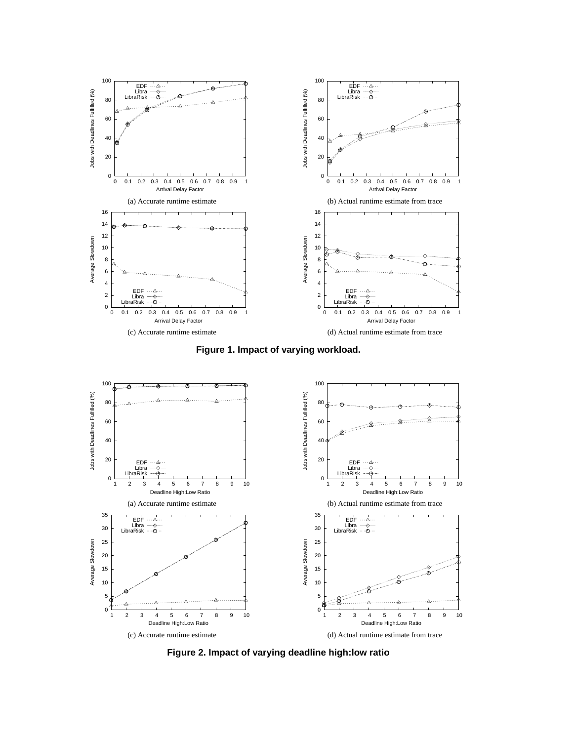100
80
60
40
20
0
Jobs with Deadlines Fulfilled (%)
0 0.1 0.2 0.3 0.4 0.5 0.6 0.7 0.8 0.9 1
Arrival Delay Factor
EDF
Libra
LibraRisk

(a) Accurate runtime estimate

100
80
60
40
20
0
Jobs with Deadlines Fulfilled (%)
0 0.1 0.2 0.3 0.4 0.5 0.6 0.7 0.8 0.9 1
Arrival Delay Factor
EDF
Libra
LibraRisk

(b) Actual runtime estimate from trace

16
14
12
10
8
6
4
2
0
Average Slowdown
0 0.1 0.2 0.3 0.4 0.5 0.6 0.7 0.8 0.9 1
Arrival Delay Factor
EDF
Libra
LibraRisk

(c) Accurate runtime estimate

16
14
12
10
8
6
4
2
0
Average Slowdown
0 0.1 0.2 0.3 0.4 0.5 0.6 0.7 0.8 0.9 1
Arrival Delay Factor
EDF
Libra
LibraRisk

(d) Actual runtime estimate from trace

**Figure 1. Impact of varying workload.**

100
80
60
40
20
0
Jobs with Deadlines Fulfilled (%)
1 2 3 4 5 6 7 8 9 10
Deadline High:Low Ratio
EDF
Libra
LibraRisk

(a) Accurate runtime estimate

100
80
60
40
20
0
Jobs with Deadlines Fulfilled (%)
1 2 3 4 5 6 7 8 9 10
Deadline High:Low Ratio
EDF
Libra
LibraRisk

(b) Actual runtime estimate from trace

35
30
25
20
15
10
5
0
Average Slowdown
1 2 3 4 5 6 7 8 9 10
Deadline High:Low Ratio
EDF
Libra
LibraRisk

(c) Accurate runtime estimate

35
30
25
20
15
10
5
0
Average Slowdown
1 2 3 4 5 6 7 8 9 10
Deadline High:Low Ratio
EDF
Libra
LibraRisk

(d) Actual runtime estimate from trace

**Figure 2. Impact of varying deadline high:low ratio**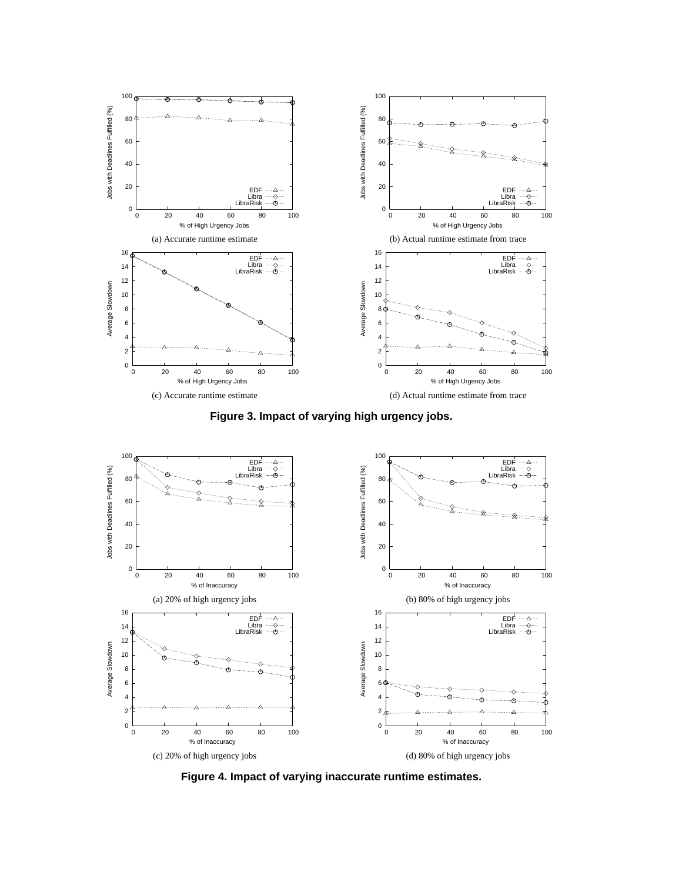Jobs with Deadlines Fulfilled (%)
% of High Urgency Jobs
EDF
Libra
LibraRisk
0 20 40 60 80 100

(a) Accurate runtime estimate

Jobs with Deadlines Fulfilled (%)
% of High Urgency Jobs
EDF
Libra
LibraRisk
0 20 40 60 80 100

(b) Actual runtime estimate from trace

Average Slowdown
% of High Urgency Jobs
EDF
Libra
LibraRisk
0 2 4 6 8 10 12 14 16

(c) Accurate runtime estimate

Average Slowdown
% of High Urgency Jobs
EDF
Libra
LibraRisk
0 2 4 6 8 10 12 14 16

(d) Actual runtime estimate from trace

**Figure 3. Impact of varying high urgency jobs.**

Jobs with Deadlines Fulfilled (%)
% of Inaccuracy
EDF
Libra
LibraRisk
0 20 40 60 80 100

(a) 20% of high urgency jobs

Jobs with Deadlines Fulfilled (%)
% of Inaccuracy
EDF
Libra
LibraRisk
0 20 40 60 80 100

(b) 80% of high urgency jobs

Average Slowdown
% of Inaccuracy
EDF
Libra
LibraRisk
0 2 4 6 8 10 12 14 16

(c) 20% of high urgency jobs

Average Slowdown
% of Inaccuracy
EDF
Libra
LibraRisk
0 2 4 6 8 10 12 14 16

(d) 80% of high urgency jobs

**Figure 4. Impact of varying inaccurate runtime estimates.**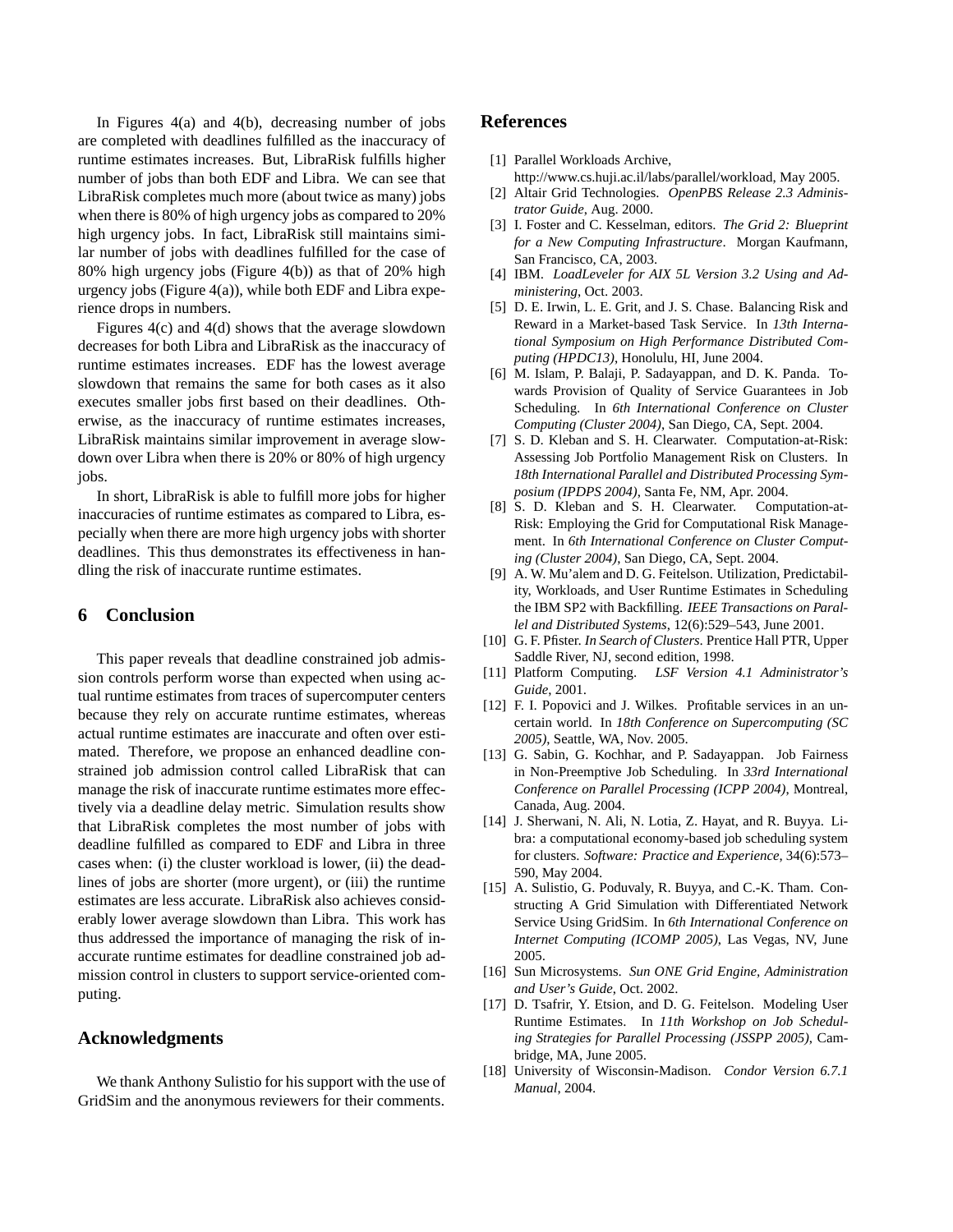In Figures 4(a) and 4(b), decreasing number of jobs are completed with deadlines fulfilled as the inaccuracy of runtime estimates increases. But, LibraRisk fulfills higher number of jobs than both EDF and Libra. We can see that LibraRisk completes much more (about twice as many) jobs when there is 80% of high urgency jobs as compared to 20% high urgency jobs. In fact, LibraRisk still maintains similar number of jobs with deadlines fulfilled for the case of 80% high urgency jobs (Figure 4(b)) as that of 20% high urgency jobs (Figure 4(a)), while both EDF and Libra experience drops in numbers.

Figures 4(c) and 4(d) shows that the average slowdown decreases for both Libra and LibraRisk as the inaccuracy of runtime estimates increases. EDF has the lowest average slowdown that remains the same for both cases as it also executes smaller jobs first based on their deadlines. Otherwise, as the inaccuracy of runtime estimates increases, LibraRisk maintains similar improvement in average slowdown over Libra when there is 20% or 80% of high urgency jobs.

In short, LibraRisk is able to fulfill more jobs for higher inaccuracies of runtime estimates as compared to Libra, especially when there are more high urgency jobs with shorter deadlines. This thus demonstrates its effectiveness in handling the risk of inaccurate runtime estimates.

## 6 Conclusion

This paper reveals that deadline constrained job admission controls perform worse than expected when using actual runtime estimates from traces of supercomputer centers because they rely on accurate runtime estimates, whereas actual runtime estimates are inaccurate and often over estimated. Therefore, we propose an enhanced deadline constrained job admission control called LibraRisk that can manage the risk of inaccurate runtime estimates more effectively via a deadline delay metric. Simulation results show that LibraRisk completes the most number of jobs with deadline fulfilled as compared to EDF and Libra in three cases when: (i) the cluster workload is lower, (ii) the deadlines of jobs are shorter (more urgent), or (iii) the runtime estimates are less accurate. LibraRisk also achieves considerably lower average slowdown than Libra. This work has thus addressed the importance of managing the risk of inaccurate runtime estimates for deadline constrained job admission control in clusters to support service-oriented computing.

## Acknowledgments

We thank Anthony Sulistio for his support with the use of GridSim and the anonymous reviewers for their comments.

## References

[1] Parallel Workloads Archive, http://www.cs.huji.ac.il/labs/parallel/workload, May 2005.

[2] Altair Grid Technologies. *OpenPBS Release 2.3 Administrator Guide*, Aug. 2000.

[3] I. Foster and C. Kesselman, editors. *The Grid 2: Blueprint for a New Computing Infrastructure*. Morgan Kaufmann, San Francisco, CA, 2003.

[4] IBM. *LoadLeveler for AIX 5L Version 3.2 Using and Administering*, Oct. 2003.

[5] D. E. Irwin, L. E. Grit, and J. S. Chase. Balancing Risk and Reward in a Market-based Task Service. In *13th International Symposium on High Performance Distributed Computing (HPDC13)*, Honolulu, HI, June 2004.

[6] M. Islam, P. Balaji, P. Sadayappan, and D. K. Panda. Towards Provision of Quality of Service Guarantees in Job Scheduling. In *6th International Conference on Cluster Computing (Cluster 2004)*, San Diego, CA, Sept. 2004.

[7] S. D. Kleban and S. H. Clearwater. Computation-at-Risk: Assessing Job Portfolio Management Risk on Clusters. In *18th International Parallel and Distributed Processing Symposium (IPDPS 2004)*, Santa Fe, NM, Apr. 2004.

[8] S. D. Kleban and S. H. Clearwater. Computation-at-Risk: Employing the Grid for Computational Risk Management. In *6th International Conference on Cluster Computing (Cluster 2004)*, San Diego, CA, Sept. 2004.

[9] A. W. Mu'alem and D. G. Feitelson. Utilization, Predictability, Workloads, and User Runtime Estimates in Scheduling the IBM SP2 with Backfilling. *IEEE Transactions on Parallel and Distributed Systems*, 12(6):529–543, June 2001.

[10] G. F. Pfister. *In Search of Clusters*. Prentice Hall PTR, Upper Saddle River, NJ, second edition, 1998.

[11] Platform Computing. *LSF Version 4.1 Administrator's Guide*, 2001.

[12] F. I. Popovici and J. Wilkes. Profitable services in an uncertain world. In *18th Conference on Supercomputing (SC 2005)*, Seattle, WA, Nov. 2005.

[13] G. Sabin, G. Kochhar, and P. Sadayappan. Job Fairness in Non-Preemptive Job Scheduling. In *33rd International Conference on Parallel Processing (ICPP 2004)*, Montreal, Canada, Aug. 2004.

[14] J. Sherwani, N. Ali, N. Lotia, Z. Hayat, and R. Buyya. Libra: a computational economy-based job scheduling system for clusters. *Software: Practice and Experience*, 34(6):573–590, May 2004.

[15] A. Sulistio, G. Poduvaly, R. Buyya, and C.-K. Tham. Constructing A Grid Simulation with Differentiated Network Service Using GridSim. In *6th International Conference on Internet Computing (ICOMP 2005)*, Las Vegas, NV, June 2005.

[16] Sun Microsystems. *Sun ONE Grid Engine, Administration and User's Guide*, Oct. 2002.

[17] D. Tsafrir, Y. Etsion, and D. G. Feitelson. Modeling User Runtime Estimates. In *11th Workshop on Job Scheduling Strategies for Parallel Processing (JSSPP 2005)*, Cambridge, MA, June 2005.

[18] University of Wisconsin-Madison. *Condor Version 6.7.1 Manual*, 2004.